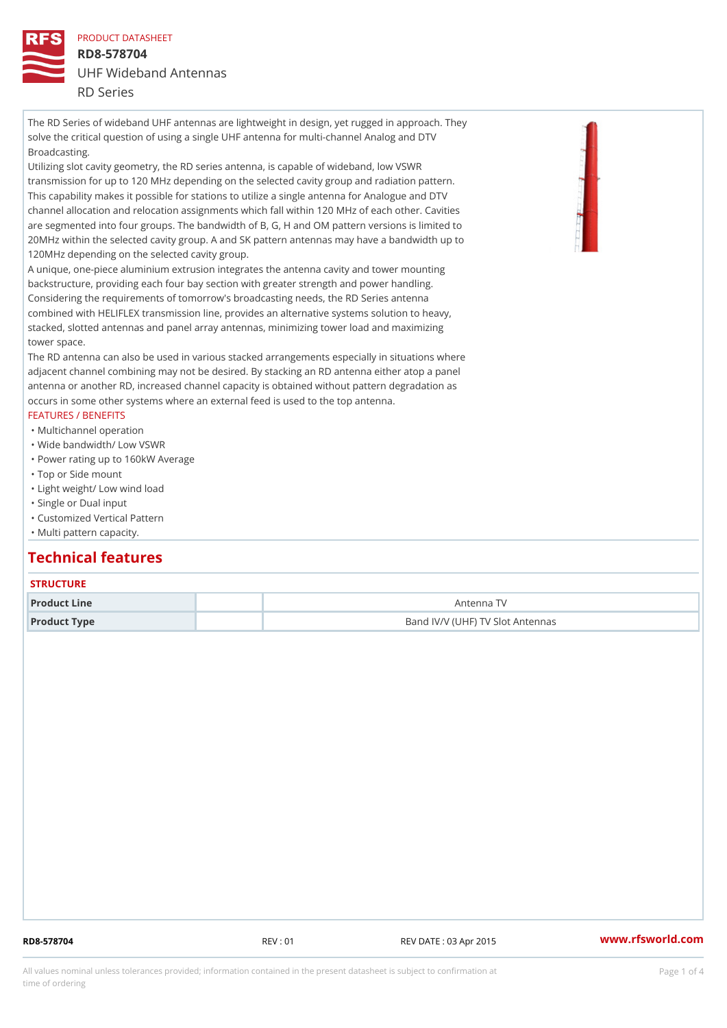PRODUCT DATASHEET

# RD8-578704

## UHF Wideband Antennas

RD Series

The RD Series of wideband UHF antennas are lightweight in design, yet rugged in approach. They solve the critical question of using a single UHF antenna for multi-channel Analog and DTV Broadcasting.
Utilizing slot cavity geometry, the RD series antenna, is capable of wideband, low VSWR transmission for up to 120 MHz depending on the selected cavity group and radiation pattern. This capability makes it possible for stations to utilize a single antenna for Analogue and DTV channel allocation and relocation assignments which fall within 120 MHz of each other. Cavities are segmented into four groups. The bandwidth of B, G, H and OM pattern versions is limited to 20MHz within the selected cavity group. A and SK pattern antennas may have a bandwidth up to 120MHz depending on the selected cavity group.
A unique, one-piece aluminium extrusion integrates the antenna cavity and tower mounting backstructure, providing each four bay section with greater strength and power handling. Considering the requirements of tomorrow's broadcasting needs, the RD Series antenna combined with HELIFLEX transmission line, provides an alternative systems solution to heavy, stacked, slotted antennas and panel array antennas, minimizing tower load and maximizing tower space.
The RD antenna can also be used in various stacked arrangements especially in situations where adjacent channel combining may not be desired. By stacking an RD antenna either atop a panel antenna or another RD, increased channel capacity is obtained without pattern degradation as occurs in some other systems where an external feed is used to the top antenna.

FEATURES / BENEFITS

- Multichannel operation
- Wide bandwidth/ Low VSWR
- Power rating up to 160kW Average
- Top or Side mount
- Light weight/ Low wind load
- Single or Dual input
- Customized Vertical Pattern
- Multi pattern capacity.

## Technical features

### STRUCTURE

| | | |
|---|---|---|
| **Product Line** | | Antenna TV |
| **Product Type** | | Band IV/V (UHF) TV Slot Antennas |

RD8-578704 REV : 01 REV DATE : 03 Apr 2015 www.rfsworld.com

All values nominal unless tolerances provided; information contained in the present datasheet is subject to confirmation at time of ordering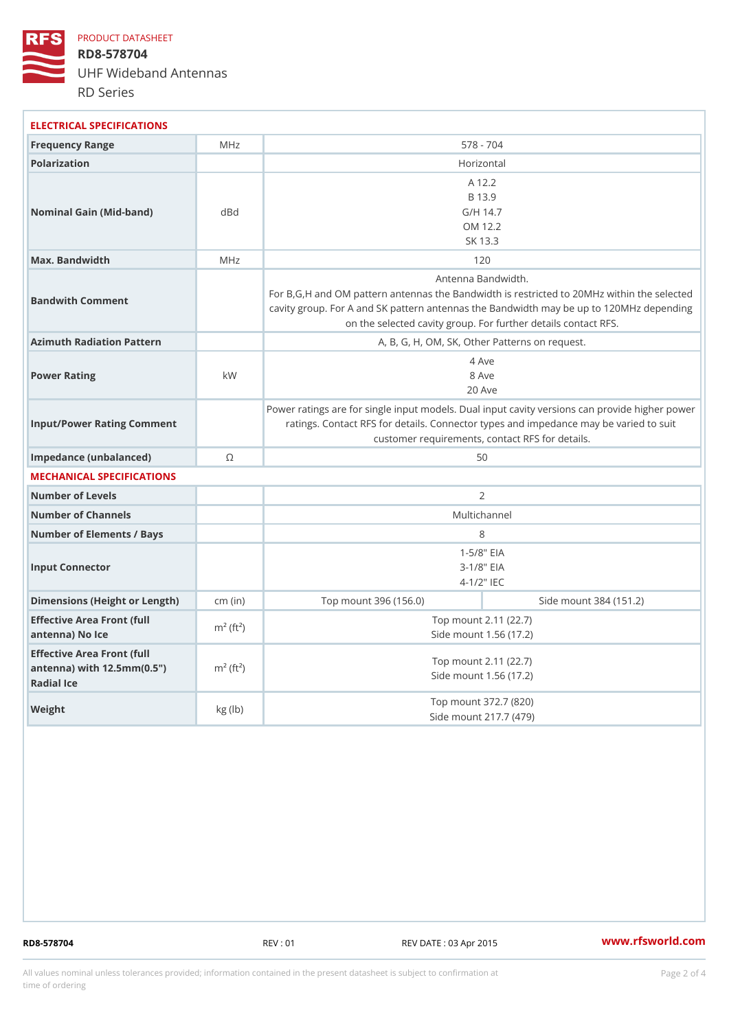# PRODUCT DATASHEET

## RD8-578704

UHF Wideband Antennas

RD Series

### ELECTRICAL SPECIFICATIONS

| Parameter | Unit | Value | |
|---|---|---|---|
| Frequency Range | MHz | 578 - 704 | |
| Polarization | | Horizontal | |
| Nominal Gain (Mid-band) | dBd | A 12.2<br>B 13.9<br>G/H 14.7<br>OM 12.2<br>SK 13.3 | |
| Max. Bandwidth | MHz | 120 | |
| Bandwith Comment | | Antenna Bandwidth.<br>For B,G,H and OM pattern antennas the Bandwidth is restricted to 20MHz within the selected cavity group. For A and SK pattern antennas the Bandwidth may be up to 120MHz depending on the selected cavity group. For further details contact RFS. | |
| Azimuth Radiation Pattern | | A, B, G, H, OM, SK, Other Patterns on request. | |
| Power Rating | kW | 4 Ave<br>8 Ave<br>20 Ave | |
| Input/Power Rating Comment | | Power ratings are for single input models. Dual input cavity versions can provide higher power ratings. Contact RFS for details. Connector types and impedance may be varied to suit customer requirements, contact RFS for details. | |
| Impedance (unbalanced) | Ω | 50 | |

### MECHANICAL SPECIFICATIONS

| Parameter | Unit | Value | |
|---|---|---|---|
| Number of Levels | | 2 | |
| Number of Channels | | Multichannel | |
| Number of Elements / Bays | | 8 | |
| Input Connector | | 1-5/8" EIA<br>3-1/8" EIA<br>4-1/2" IEC | |
| Dimensions (Height or Length) | cm (in) | Top mount 396 (156.0) | Side mount 384 (151.2) |
| Effective Area Front (full antenna) No Ice | $m^2$ ($ft^2$) | Top mount 2.11 (22.7)<br>Side mount 1.56 (17.2) | |
| Effective Area Front (full antenna) with 12.5mm(0.5") Radial Ice | $m^2$ ($ft^2$) | Top mount 2.11 (22.7)<br>Side mount 1.56 (17.2) | |
| Weight | kg (lb) | Top mount 372.7 (820)<br>Side mount 217.7 (479) | |

RD8-578704 REV : 01 REV DATE : 03 Apr 2015 www.rfsworld.com

All values nominal unless tolerances provided; information contained in the present datasheet is subject to confirmation at time of ordering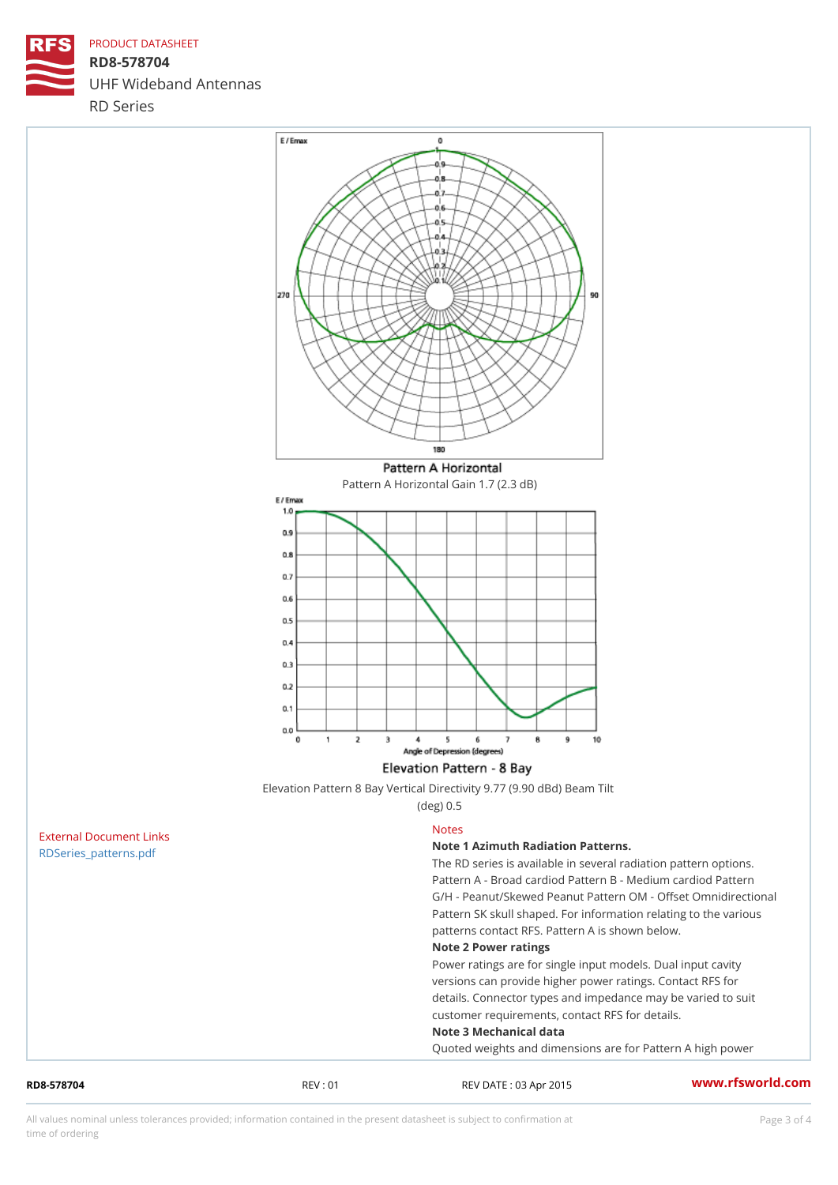# PRODUCT DATASHEET

## RD8-578704

UHF Wideband Antennas

RD Series

Pattern A Horizontal

Pattern A Horizontal Gain 1.7 (2.3 dB)

Elevation Pattern - 8 Bay

Elevation Pattern 8 Bay Vertical Directivity 9.77 (9.90 dBd) Beam Tilt (deg) 0.5

External Document Links

RDSeries_patterns.pdf

Notes

**Note 1 Azimuth Radiation Patterns.**

The RD series is available in several radiation pattern options. Pattern A - Broad cardiod Pattern B - Medium cardiod Pattern G/H - Peanut/Skewed Peanut Pattern OM - Offset Omnidirectional Pattern SK skull shaped. For information relating to the various patterns contact RFS. Pattern A is shown below.

**Note 2 Power ratings**

Power ratings are for single input models. Dual input cavity versions can provide higher power ratings. Contact RFS for details. Connector types and impedance may be varied to suit customer requirements, contact RFS for details.

**Note 3 Mechanical data**

Quoted weights and dimensions are for Pattern A high power

RD8-578704 REV : 01 REV DATE : 03 Apr 2015 www.rfsworld.com

All values nominal unless tolerances provided; information contained in the present datasheet is subject to confirmation at time of ordering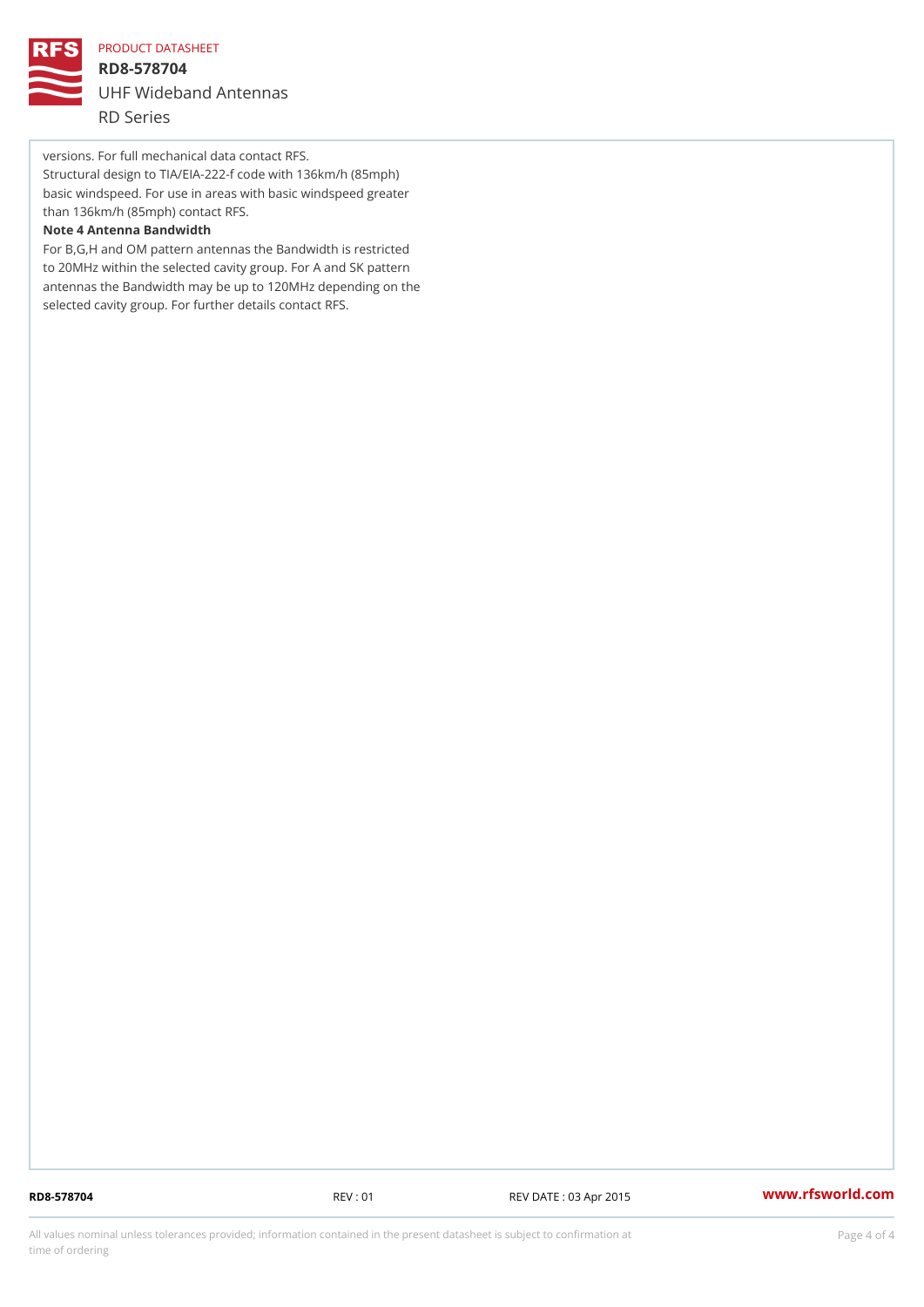versions. For full mechanical data contact RFS.
Structural design to TIA/EIA-222-f code with 136km/h (85mph) basic windspeed. For use in areas with basic windspeed greater than 136km/h (85mph) contact RFS.

**Note 4 Antenna Bandwidth**

For B,G,H and OM pattern antennas the Bandwidth is restricted to 20MHz within the selected cavity group. For A and SK pattern antennas the Bandwidth may be up to 120MHz depending on the selected cavity group. For further details contact RFS.